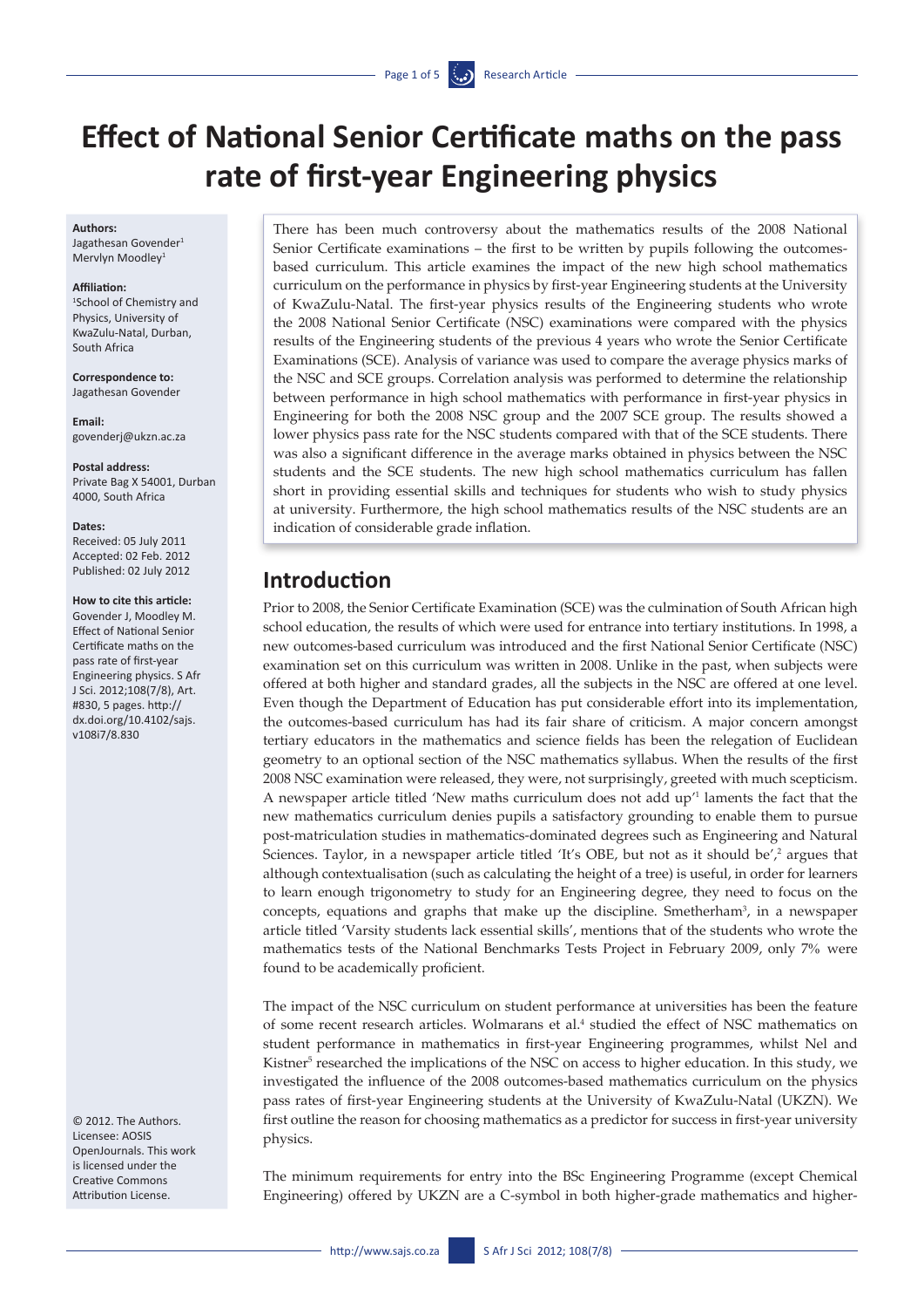# Effect of National Senior Certificate maths on the pass rate of first-year Engineering physics

**Authors:**
Jagathesan Govender[1]
Mervlyn Moodley[1]

**Affiliation:**
[1]School of Chemistry and Physics, University of KwaZulu-Natal, Durban, South Africa

**Correspondence to:**
Jagathesan Govender

**Email:**
govenderj@ukzn.ac.za

**Postal address:**
Private Bag X 54001, Durban 4000, South Africa

**Dates:**
Received: 05 July 2011
Accepted: 02 Feb. 2012
Published: 02 July 2012

**How to cite this article:**
Govender J, Moodley M. Effect of National Senior Certificate maths on the pass rate of first-year Engineering physics. S Afr J Sci. 2012;108(7/8), Art. #830, 5 pages. http://dx.doi.org/10.4102/sajs.v108i7/8.830

© 2012. The Authors. Licensee: AOSIS OpenJournals. This work is licensed under the Creative Commons Attribution License.

There has been much controversy about the mathematics results of the 2008 National Senior Certificate examinations – the first to be written by pupils following the outcomes-based curriculum. This article examines the impact of the new high school mathematics curriculum on the performance in physics by first-year Engineering students at the University of KwaZulu-Natal. The first-year physics results of the Engineering students who wrote the 2008 National Senior Certificate (NSC) examinations were compared with the physics results of the Engineering students of the previous 4 years who wrote the Senior Certificate Examinations (SCE). Analysis of variance was used to compare the average physics marks of the NSC and SCE groups. Correlation analysis was performed to determine the relationship between performance in high school mathematics with performance in first-year physics in Engineering for both the 2008 NSC group and the 2007 SCE group. The results showed a lower physics pass rate for the NSC students compared with that of the SCE students. There was also a significant difference in the average marks obtained in physics between the NSC students and the SCE students. The new high school mathematics curriculum has fallen short in providing essential skills and techniques for students who wish to study physics at university. Furthermore, the high school mathematics results of the NSC students are an indication of considerable grade inflation.

## Introduction

Prior to 2008, the Senior Certificate Examination (SCE) was the culmination of South African high school education, the results of which were used for entrance into tertiary institutions. In 1998, a new outcomes-based curriculum was introduced and the first National Senior Certificate (NSC) examination set on this curriculum was written in 2008. Unlike in the past, when subjects were offered at both higher and standard grades, all the subjects in the NSC are offered at one level. Even though the Department of Education has put considerable effort into its implementation, the outcomes-based curriculum has had its fair share of criticism. A major concern amongst tertiary educators in the mathematics and science fields has been the relegation of Euclidean geometry to an optional section of the NSC mathematics syllabus. When the results of the first 2008 NSC examination were released, they were, not surprisingly, greeted with much scepticism. A newspaper article titled 'New maths curriculum does not add up'[1] laments the fact that the new mathematics curriculum denies pupils a satisfactory grounding to enable them to pursue post-matriculation studies in mathematics-dominated degrees such as Engineering and Natural Sciences. Taylor, in a newspaper article titled 'It's OBE, but not as it should be',[2] argues that although contextualisation (such as calculating the height of a tree) is useful, in order for learners to learn enough trigonometry to study for an Engineering degree, they need to focus on the concepts, equations and graphs that make up the discipline. Smetherham[3], in a newspaper article titled 'Varsity students lack essential skills', mentions that of the students who wrote the mathematics tests of the National Benchmarks Tests Project in February 2009, only 7% were found to be academically proficient.

The impact of the NSC curriculum on student performance at universities has been the feature of some recent research articles. Wolmarans et al.[4] studied the effect of NSC mathematics on student performance in mathematics in first-year Engineering programmes, whilst Nel and Kistner[5] researched the implications of the NSC on access to higher education. In this study, we investigated the influence of the 2008 outcomes-based mathematics curriculum on the physics pass rates of first-year Engineering students at the University of KwaZulu-Natal (UKZN). We first outline the reason for choosing mathematics as a predictor for success in first-year university physics.

The minimum requirements for entry into the BSc Engineering Programme (except Chemical Engineering) offered by UKZN are a C-symbol in both higher-grade mathematics and higher-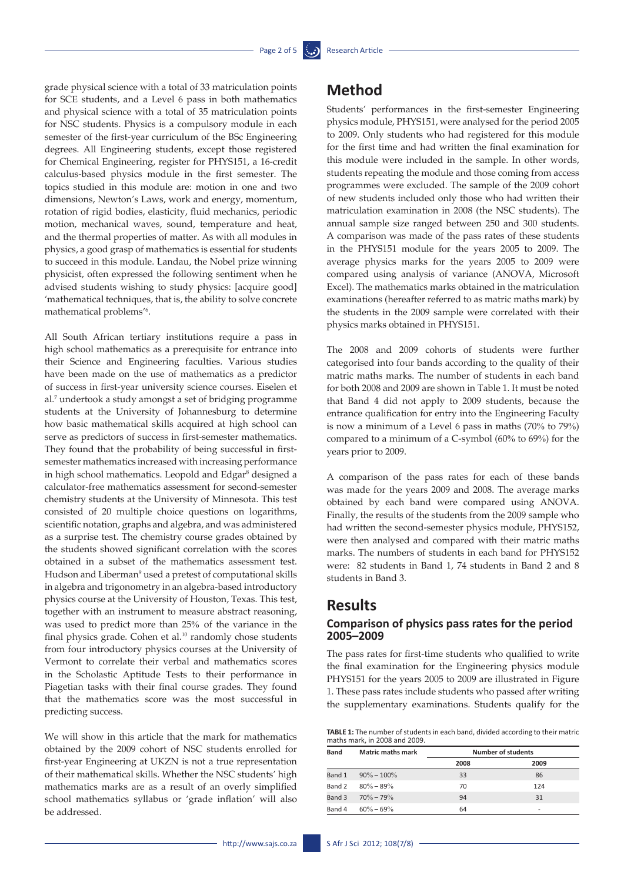grade physical science with a total of 33 matriculation points for SCE students, and a Level 6 pass in both mathematics and physical science with a total of 35 matriculation points for NSC students. Physics is a compulsory module in each semester of the first-year curriculum of the BSc Engineering degrees. All Engineering students, except those registered for Chemical Engineering, register for PHYS151, a 16-credit calculus-based physics module in the first semester. The topics studied in this module are: motion in one and two dimensions, Newton's Laws, work and energy, momentum, rotation of rigid bodies, elasticity, fluid mechanics, periodic motion, mechanical waves, sound, temperature and heat, and the thermal properties of matter. As with all modules in physics, a good grasp of mathematics is essential for students to succeed in this module. Landau, the Nobel prize winning physicist, often expressed the following sentiment when he advised students wishing to study physics: [acquire good] 'mathematical techniques, that is, the ability to solve concrete mathematical problems'[6].

All South African tertiary institutions require a pass in high school mathematics as a prerequisite for entrance into their Science and Engineering faculties. Various studies have been made on the use of mathematics as a predictor of success in first-year university science courses. Eiselen et al.[7] undertook a study amongst a set of bridging programme students at the University of Johannesburg to determine how basic mathematical skills acquired at high school can serve as predictors of success in first-semester mathematics. They found that the probability of being successful in first-semester mathematics increased with increasing performance in high school mathematics. Leopold and Edgar[8] designed a calculator-free mathematics assessment for second-semester chemistry students at the University of Minnesota. This test consisted of 20 multiple choice questions on logarithms, scientific notation, graphs and algebra, and was administered as a surprise test. The chemistry course grades obtained by the students showed significant correlation with the scores obtained in a subset of the mathematics assessment test. Hudson and Liberman[9] used a pretest of computational skills in algebra and trigonometry in an algebra-based introductory physics course at the University of Houston, Texas. This test, together with an instrument to measure abstract reasoning, was used to predict more than 25% of the variance in the final physics grade. Cohen et al.[10] randomly chose students from four introductory physics courses at the University of Vermont to correlate their verbal and mathematics scores in the Scholastic Aptitude Tests to their performance in Piagetian tasks with their final course grades. They found that the mathematics score was the most successful in predicting success.

We will show in this article that the mark for mathematics obtained by the 2009 cohort of NSC students enrolled for first-year Engineering at UKZN is not a true representation of their mathematical skills. Whether the NSC students' high mathematics marks are as a result of an overly simplified school mathematics syllabus or 'grade inflation' will also be addressed.

# Method

Students' performances in the first-semester Engineering physics module, PHYS151, were analysed for the period 2005 to 2009. Only students who had registered for this module for the first time and had written the final examination for this module were included in the sample. In other words, students repeating the module and those coming from access programmes were excluded. The sample of the 2009 cohort of new students included only those who had written their matriculation examination in 2008 (the NSC students). The annual sample size ranged between 250 and 300 students. A comparison was made of the pass rates of these students in the PHYS151 module for the years 2005 to 2009. The average physics marks for the years 2005 to 2009 were compared using analysis of variance (ANOVA, Microsoft Excel). The mathematics marks obtained in the matriculation examinations (hereafter referred to as matric maths mark) by the students in the 2009 sample were correlated with their physics marks obtained in PHYS151.

The 2008 and 2009 cohorts of students were further categorised into four bands according to the quality of their matric maths marks. The number of students in each band for both 2008 and 2009 are shown in Table 1. It must be noted that Band 4 did not apply to 2009 students, because the entrance qualification for entry into the Engineering Faculty is now a minimum of a Level 6 pass in maths (70% to 79%) compared to a minimum of a C-symbol (60% to 69%) for the years prior to 2009.

A comparison of the pass rates for each of these bands was made for the years 2009 and 2008. The average marks obtained by each band were compared using ANOVA. Finally, the results of the students from the 2009 sample who had written the second-semester physics module, PHYS152, were then analysed and compared with their matric maths marks. The numbers of students in each band for PHYS152 were: 82 students in Band 1, 74 students in Band 2 and 8 students in Band 3.

# Results

## Comparison of physics pass rates for the period 2005–2009

The pass rates for first-time students who qualified to write the final examination for the Engineering physics module PHYS151 for the years 2005 to 2009 are illustrated in Figure 1. These pass rates include students who passed after writing the supplementary examinations. Students qualify for the

**TABLE 1:** The number of students in each band, divided according to their matric maths mark, in 2008 and 2009.

| Band | Matric maths mark | Number of students | |
|---|---|---|---|
| | | 2008 | 2009 |
| Band 1 | 90% – 100% | 33 | 86 |
| Band 2 | 80% – 89% | 70 | 124 |
| Band 3 | 70% – 79% | 94 | 31 |
| Band 4 | 60% – 69% | 64 | - |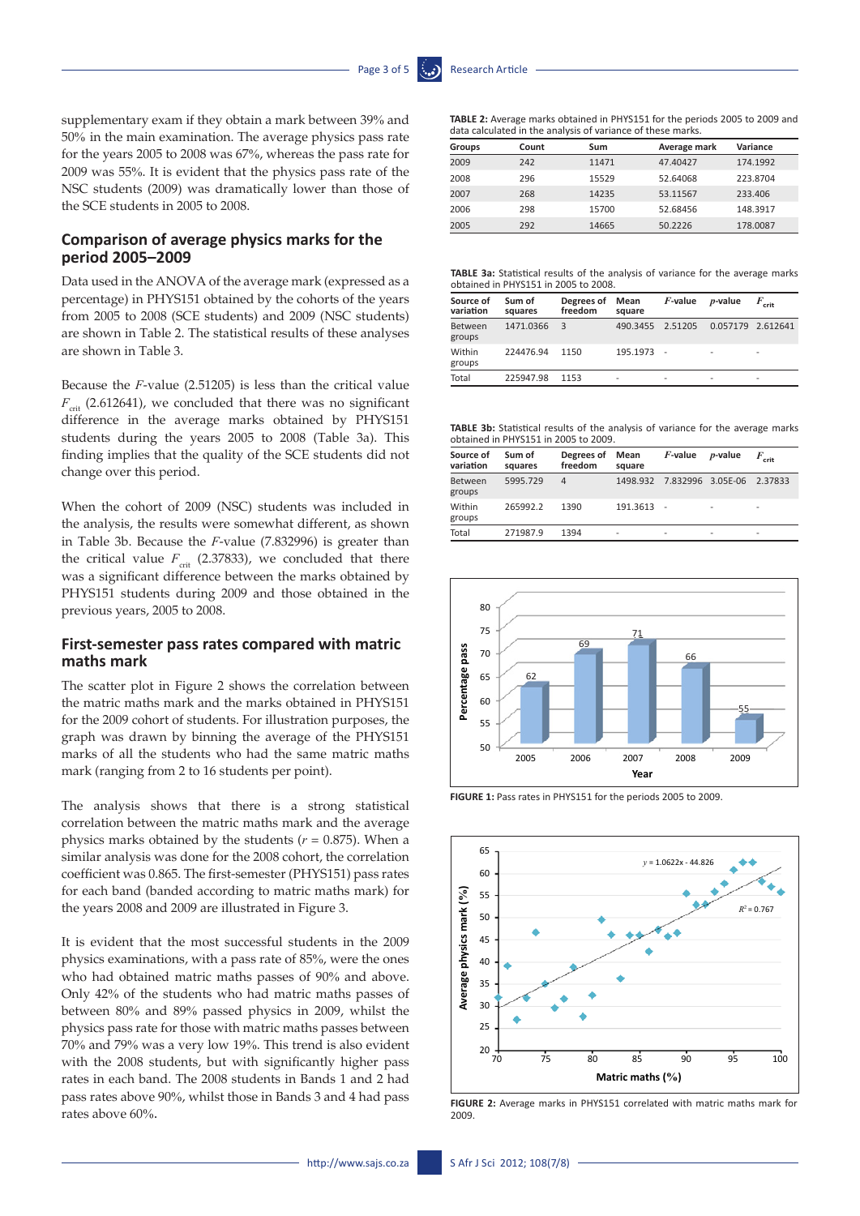supplementary exam if they obtain a mark between 39% and 50% in the main examination. The average physics pass rate for the years 2005 to 2008 was 67%, whereas the pass rate for 2009 was 55%. It is evident that the physics pass rate of the NSC students (2009) was dramatically lower than those of the SCE students in 2005 to 2008.

## Comparison of average physics marks for the period 2005–2009

Data used in the ANOVA of the average mark (expressed as a percentage) in PHYS151 obtained by the cohorts of the years from 2005 to 2008 (SCE students) and 2009 (NSC students) are shown in Table 2. The statistical results of these analyses are shown in Table 3.

Because the *F*-value (2.51205) is less than the critical value $F_{crit}$ (2.612641), we concluded that there was no significant difference in the average marks obtained by PHYS151 students during the years 2005 to 2008 (Table 3a). This finding implies that the quality of the SCE students did not change over this period.

When the cohort of 2009 (NSC) students was included in the analysis, the results were somewhat different, as shown in Table 3b. Because the *F*-value (7.832996) is greater than the critical value $F_{crit}$ (2.37833), we concluded that there was a significant difference between the marks obtained by PHYS151 students during 2009 and those obtained in the previous years, 2005 to 2008.

## First-semester pass rates compared with matric maths mark

The scatter plot in Figure 2 shows the correlation between the matric maths mark and the marks obtained in PHYS151 for the 2009 cohort of students. For illustration purposes, the graph was drawn by binning the average of the PHYS151 marks of all the students who had the same matric maths mark (ranging from 2 to 16 students per point).

The analysis shows that there is a strong statistical correlation between the matric maths mark and the average physics marks obtained by the students ($r$ = 0.875). When a similar analysis was done for the 2008 cohort, the correlation coefficient was 0.865. The first-semester (PHYS151) pass rates for each band (banded according to matric maths mark) for the years 2008 and 2009 are illustrated in Figure 3.

It is evident that the most successful students in the 2009 physics examinations, with a pass rate of 85%, were the ones who had obtained matric maths passes of 90% and above. Only 42% of the students who had matric maths passes of between 80% and 89% passed physics in 2009, whilst the physics pass rate for those with matric maths passes between 70% and 79% was a very low 19%. This trend is also evident with the 2008 students, but with significantly higher pass rates in each band. The 2008 students in Bands 1 and 2 had pass rates above 90%, whilst those in Bands 3 and 4 had pass rates above 60%.

**TABLE 2:** Average marks obtained in PHYS151 for the periods 2005 to 2009 and data calculated in the analysis of variance of these marks.

| Groups | Count | Sum | Average mark | Variance |
|---|---|---|---|---|
| 2009 | 242 | 11471 | 47.40427 | 174.1992 |
| 2008 | 296 | 15529 | 52.64068 | 223.8704 |
| 2007 | 268 | 14235 | 53.11567 | 233.406 |
| 2006 | 298 | 15700 | 52.68456 | 148.3917 |
| 2005 | 292 | 14665 | 50.2226 | 178.0087 |

**TABLE 3a:** Statistical results of the analysis of variance for the average marks obtained in PHYS151 in 2005 to 2008.

| Source of variation | Sum of squares | Degrees of freedom | Mean square | *F*-value | *p*-value | $F_{crit}$ |
|---|---|---|---|---|---|---|
| Between groups | 1471.0366 | 3 | 490.3455 | 2.51205 | 0.057179 | 2.612641 |
| Within groups | 224476.94 | 1150 | 195.1973 | - | - | - |
| Total | 225947.98 | 1153 | - | - | - | - |

**TABLE 3b:** Statistical results of the analysis of variance for the average marks obtained in PHYS151 in 2005 to 2009.

| Source of variation | Sum of squares | Degrees of freedom | Mean square | *F*-value | *p*-value | $F_{crit}$ |
|---|---|---|---|---|---|---|
| Between groups | 5995.729 | 4 | 1498.932 | 7.832996 | 3.05E-06 | 2.37833 |
| Within groups | 265992.2 | 1390 | 191.3613 | - | - | - |
| Total | 271987.9 | 1394 | - | - | - | - |

**FIGURE 1:** Pass rates in PHYS151 for the periods 2005 to 2009.

**FIGURE 2:** Average marks in PHYS151 correlated with matric maths mark for 2009.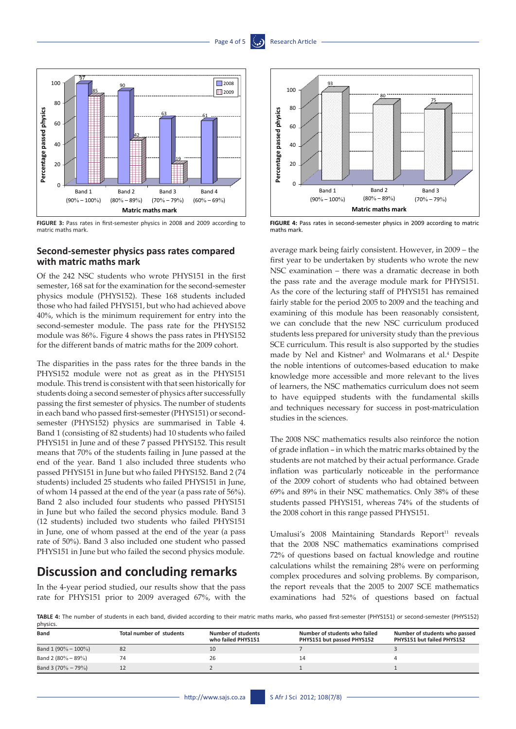**FIGURE 3:** Pass rates in first-semester physics in 2008 and 2009 according to matric maths mark.

**FIGURE 4:** Pass rates in second-semester physics in 2009 according to matric maths mark.

## Second-semester physics pass rates compared with matric maths mark

Of the 242 NSC students who wrote PHYS151 in the first semester, 168 sat for the examination for the second-semester physics module (PHYS152). These 168 students included those who had failed PHYS151, but who had achieved above 40%, which is the minimum requirement for entry into the second-semester module. The pass rate for the PHYS152 module was 86%. Figure 4 shows the pass rates in PHYS152 for the different bands of matric maths for the 2009 cohort.

The disparities in the pass rates for the three bands in the PHYS152 module were not as great as in the PHYS151 module. This trend is consistent with that seen historically for students doing a second semester of physics after successfully passing the first semester of physics. The number of students in each band who passed first-semester (PHYS151) or second-semester (PHYS152) physics are summarised in Table 4. Band 1 (consisting of 82 students) had 10 students who failed PHYS151 in June and of these 7 passed PHYS152. This result means that 70% of the students failing in June passed at the end of the year. Band 1 also included three students who passed PHYS151 in June but who failed PHYS152. Band 2 (74 students) included 25 students who failed PHYS151 in June, of whom 14 passed at the end of the year (a pass rate of 56%). Band 2 also included four students who passed PHYS151 in June but who failed the second physics module. Band 3 (12 students) included two students who failed PHYS151 in June, one of whom passed at the end of the year (a pass rate of 50%). Band 3 also included one student who passed PHYS151 in June but who failed the second physics module.

# Discussion and concluding remarks

In the 4-year period studied, our results show that the pass rate for PHYS151 prior to 2009 averaged 67%, with the average mark being fairly consistent. However, in 2009 – the first year to be undertaken by students who wrote the new NSC examination – there was a dramatic decrease in both the pass rate and the average module mark for PHYS151. As the core of the lecturing staff of PHYS151 has remained fairly stable for the period 2005 to 2009 and the teaching and examining of this module has been reasonably consistent, we can conclude that the new NSC curriculum produced students less prepared for university study than the previous SCE curriculum. This result is also supported by the studies made by Nel and Kistner[5] and Wolmarans et al.[4] Despite the noble intentions of outcomes-based education to make knowledge more accessible and more relevant to the lives of learners, the NSC mathematics curriculum does not seem to have equipped students with the fundamental skills and techniques necessary for success in post-matriculation studies in the sciences.

The 2008 NSC mathematics results also reinforce the notion of grade inflation – in which the matric marks obtained by the students are not matched by their actual performance. Grade inflation was particularly noticeable in the performance of the 2009 cohort of students who had obtained between 69% and 89% in their NSC mathematics. Only 38% of these students passed PHYS151, whereas 74% of the students of the 2008 cohort in this range passed PHYS151.

Umalusi's 2008 Maintaining Standards Report[11] reveals that the 2008 NSC mathematics examinations comprised 72% of questions based on factual knowledge and routine calculations whilst the remaining 28% were on performing complex procedures and solving problems. By comparison, the report reveals that the 2005 to 2007 SCE mathematics examinations had 52% of questions based on factual

**TABLE 4:** The number of students in each band, divided according to their matric maths marks, who passed first-semester (PHYS151) or second-semester (PHYS152) physics.

| Band | Total number of students | Number of students who failed PHYS151 | Number of students who failed PHYS151 but passed PHYS152 | Number of students who passed PHYS151 but failed PHYS152 |
|---|---|---|---|---|
| Band 1 (90% – 100%) | 82 | 10 | 7 | 3 |
| Band 2 (80% – 89%) | 74 | 26 | 14 | 4 |
| Band 3 (70% – 79%) | 12 | 2 | 1 | 1 |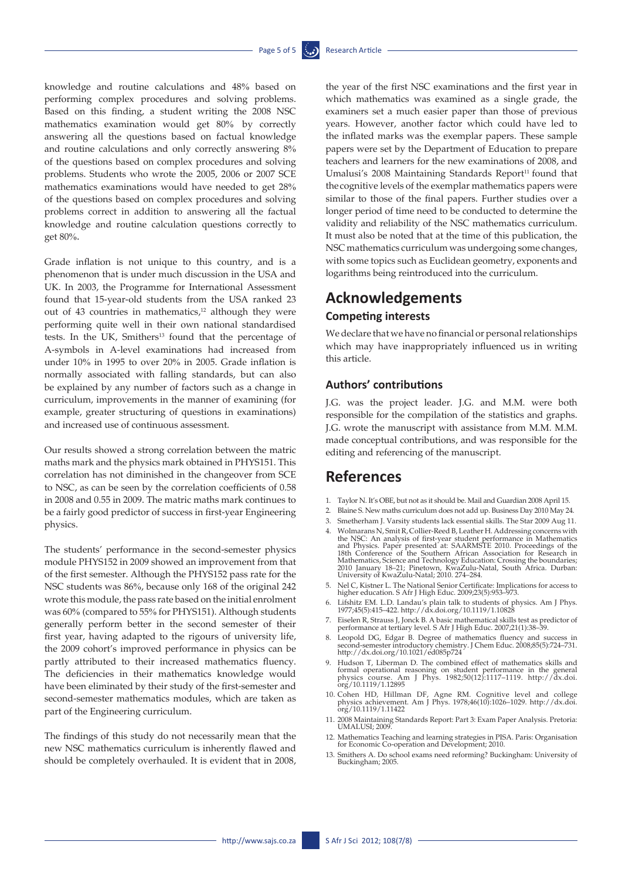knowledge and routine calculations and 48% based on performing complex procedures and solving problems. Based on this finding, a student writing the 2008 NSC mathematics examination would get 80% by correctly answering all the questions based on factual knowledge and routine calculations and only correctly answering 8% of the questions based on complex procedures and solving problems. Students who wrote the 2005, 2006 or 2007 SCE mathematics examinations would have needed to get 28% of the questions based on complex procedures and solving problems correct in addition to answering all the factual knowledge and routine calculation questions correctly to get 80%.

Grade inflation is not unique to this country, and is a phenomenon that is under much discussion in the USA and UK. In 2003, the Programme for International Assessment found that 15-year-old students from the USA ranked 23 out of 43 countries in mathematics,[12] although they were performing quite well in their own national standardised tests. In the UK, Smithers[13] found that the percentage of A-symbols in A-level examinations had increased from under 10% in 1995 to over 20% in 2005. Grade inflation is normally associated with falling standards, but can also be explained by any number of factors such as a change in curriculum, improvements in the manner of examining (for example, greater structuring of questions in examinations) and increased use of continuous assessment.

Our results showed a strong correlation between the matric maths mark and the physics mark obtained in PHYS151. This correlation has not diminished in the changeover from SCE to NSC, as can be seen by the correlation coefficients of 0.58 in 2008 and 0.55 in 2009. The matric maths mark continues to be a fairly good predictor of success in first-year Engineering physics.

The students' performance in the second-semester physics module PHYS152 in 2009 showed an improvement from that of the first semester. Although the PHYS152 pass rate for the NSC students was 86%, because only 168 of the original 242 wrote this module, the pass rate based on the initial enrolment was 60% (compared to 55% for PHYS151). Although students generally perform better in the second semester of their first year, having adapted to the rigours of university life, the 2009 cohort's improved performance in physics can be partly attributed to their increased mathematics fluency. The deficiencies in their mathematics knowledge would have been eliminated by their study of the first-semester and second-semester mathematics modules, which are taken as part of the Engineering curriculum.

The findings of this study do not necessarily mean that the new NSC mathematics curriculum is inherently flawed and should be completely overhauled. It is evident that in 2008, the year of the first NSC examinations and the first year in which mathematics was examined as a single grade, the examiners set a much easier paper than those of previous years. However, another factor which could have led to the inflated marks was the exemplar papers. These sample papers were set by the Department of Education to prepare teachers and learners for the new examinations of 2008, and Umalusi's 2008 Maintaining Standards Report[11] found that the cognitive levels of the exemplar mathematics papers were similar to those of the final papers. Further studies over a longer period of time need to be conducted to determine the validity and reliability of the NSC mathematics curriculum. It must also be noted that at the time of this publication, the NSC mathematics curriculum was undergoing some changes, with some topics such as Euclidean geometry, exponents and logarithms being reintroduced into the curriculum.

# Acknowledgements

## Competing interests

We declare that we have no financial or personal relationships which may have inappropriately influenced us in writing this article.

## Authors' contributions

J.G. was the project leader. J.G. and M.M. were both responsible for the compilation of the statistics and graphs. J.G. wrote the manuscript with assistance from M.M. M.M. made conceptual contributions, and was responsible for the editing and referencing of the manuscript.

# References

1. Taylor N. It's OBE, but not as it should be. Mail and Guardian 2008 April 15.
2. Blaine S. New maths curriculum does not add up. Business Day 2010 May 24.
3. Smetherham J. Varsity students lack essential skills. The Star 2009 Aug 11.
4. Wolmarans N, Smit R, Collier-Reed B, Leather H. Addressing concerns with the NSC: An analysis of first-year student performance in Mathematics and Physics. Paper presented at: SAARMSTE 2010. Proceedings of the 18th Conference of the Southern African Association for Research in Mathematics, Science and Technology Education: Crossing the boundaries; 2010 January 18–21; Pinetown, KwaZulu-Natal, South Africa. Durban: University of KwaZulu-Natal; 2010. 274–284.
5. Nel C, Kistner L. The National Senior Certificate: Implications for access to higher education. S Afr J High Educ. 2009;23(5):953–973.
6. Lifshitz EM. L.D. Landau's plain talk to students of physics. Am J Phys. 1977;45(5):415–422. http://dx.doi.org/10.1119/1.10828
7. Eiselen R, Strauss J, Jonck B. A basic mathematical skills test as predictor of performance at tertiary level. S Afr J High Educ. 2007;21(1):38–39.
8. Leopold DG, Edgar B. Degree of mathematics fluency and success in second-semester introductory chemistry. J Chem Educ. 2008;85(5):724–731. http://dx.doi.org/10.1021/ed085p724
9. Hudson T, Liberman D. The combined effect of mathematics skills and formal operational reasoning on student performance in the general physics course. Am J Phys. 1982;50(12):1117–1119. http://dx.doi.org/10.1119/1.12895
10. Cohen HD, Hillman DF, Agne RM. Cognitive level and college physics achievement. Am J Phys. 1978;46(10):1026–1029. http://dx.doi.org/10.1119/1.11422
11. 2008 Maintaining Standards Report: Part 3: Exam Paper Analysis. Pretoria: UMALUSI; 2009.
12. Mathematics Teaching and learning strategies in PISA. Paris: Organisation for Economic Co-operation and Development; 2010.
13. Smithers A. Do school exams need reforming? Buckingham: University of Buckingham; 2005.